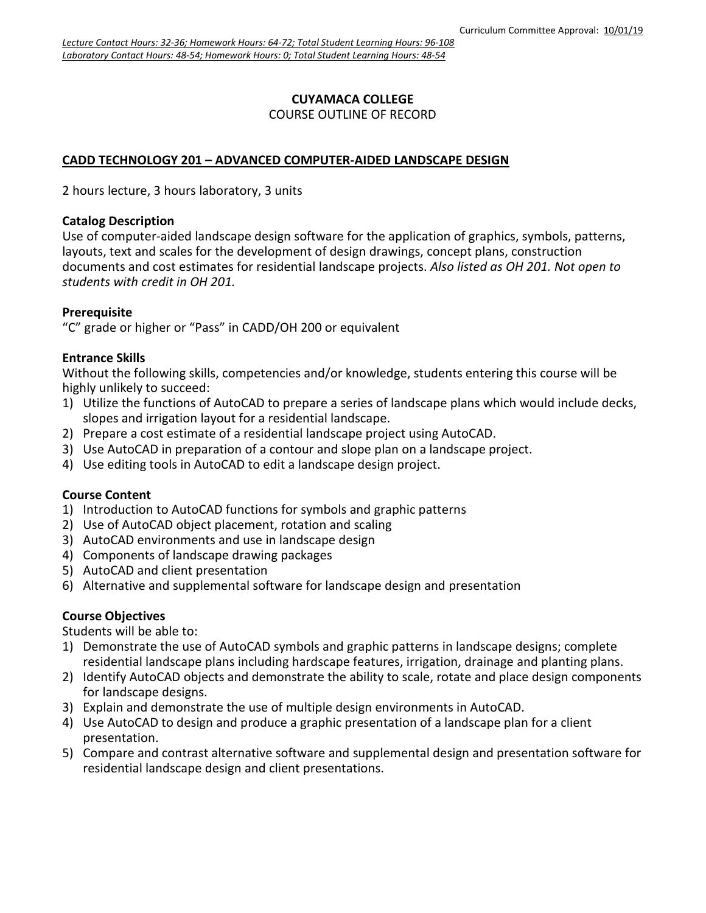Curriculum Committee Approval: 10/01/19

*Lecture Contact Hours: 32-36; Homework Hours: 64-72; Total Student Learning Hours: 96-108*
*Laboratory Contact Hours: 48-54; Homework Hours: 0; Total Student Learning Hours: 48-54*

**CUYAMACA COLLEGE**
COURSE OUTLINE OF RECORD

**CADD TECHNOLOGY 201 – ADVANCED COMPUTER-AIDED LANDSCAPE DESIGN**

2 hours lecture, 3 hours laboratory, 3 units

**Catalog Description**
Use of computer-aided landscape design software for the application of graphics, symbols, patterns, layouts, text and scales for the development of design drawings, concept plans, construction documents and cost estimates for residential landscape projects. *Also listed as OH 201. Not open to students with credit in OH 201.*

**Prerequisite**
"C" grade or higher or "Pass" in CADD/OH 200 or equivalent

**Entrance Skills**
Without the following skills, competencies and/or knowledge, students entering this course will be highly unlikely to succeed:

1) Utilize the functions of AutoCAD to prepare a series of landscape plans which would include decks, slopes and irrigation layout for a residential landscape.
2) Prepare a cost estimate of a residential landscape project using AutoCAD.
3) Use AutoCAD in preparation of a contour and slope plan on a landscape project.
4) Use editing tools in AutoCAD to edit a landscape design project.

**Course Content**

1) Introduction to AutoCAD functions for symbols and graphic patterns
2) Use of AutoCAD object placement, rotation and scaling
3) AutoCAD environments and use in landscape design
4) Components of landscape drawing packages
5) AutoCAD and client presentation
6) Alternative and supplemental software for landscape design and presentation

**Course Objectives**
Students will be able to:

1) Demonstrate the use of AutoCAD symbols and graphic patterns in landscape designs; complete residential landscape plans including hardscape features, irrigation, drainage and planting plans.
2) Identify AutoCAD objects and demonstrate the ability to scale, rotate and place design components for landscape designs.
3) Explain and demonstrate the use of multiple design environments in AutoCAD.
4) Use AutoCAD to design and produce a graphic presentation of a landscape plan for a client presentation.
5) Compare and contrast alternative software and supplemental design and presentation software for residential landscape design and client presentations.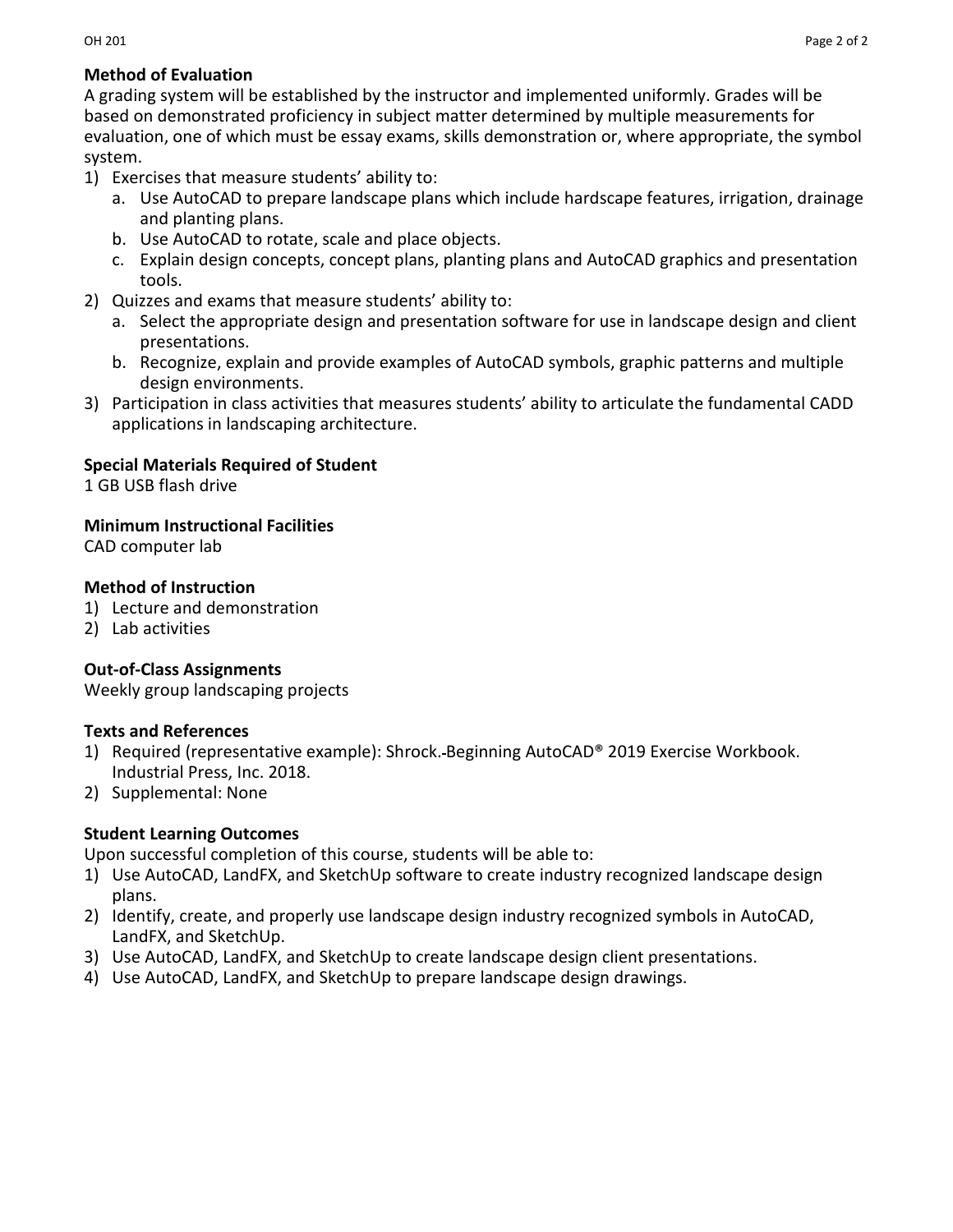## Method of Evaluation

A grading system will be established by the instructor and implemented uniformly. Grades will be based on demonstrated proficiency in subject matter determined by multiple measurements for evaluation, one of which must be essay exams, skills demonstration or, where appropriate, the symbol system.

1) Exercises that measure students' ability to:
   a. Use AutoCAD to prepare landscape plans which include hardscape features, irrigation, drainage and planting plans.
   b. Use AutoCAD to rotate, scale and place objects.
   c. Explain design concepts, concept plans, planting plans and AutoCAD graphics and presentation tools.
2) Quizzes and exams that measure students' ability to:
   a. Select the appropriate design and presentation software for use in landscape design and client presentations.
   b. Recognize, explain and provide examples of AutoCAD symbols, graphic patterns and multiple design environments.
3) Participation in class activities that measures students' ability to articulate the fundamental CADD applications in landscaping architecture.

## Special Materials Required of Student

1 GB USB flash drive

## Minimum Instructional Facilities

CAD computer lab

## Method of Instruction

1) Lecture and demonstration
2) Lab activities

## Out-of-Class Assignments

Weekly group landscaping projects

## Texts and References

1) Required (representative example): Shrock. Beginning AutoCAD® 2019 Exercise Workbook. Industrial Press, Inc. 2018.
2) Supplemental: None

## Student Learning Outcomes

Upon successful completion of this course, students will be able to:

1) Use AutoCAD, LandFX, and SketchUp software to create industry recognized landscape design plans.
2) Identify, create, and properly use landscape design industry recognized symbols in AutoCAD, LandFX, and SketchUp.
3) Use AutoCAD, LandFX, and SketchUp to create landscape design client presentations.
4) Use AutoCAD, LandFX, and SketchUp to prepare landscape design drawings.